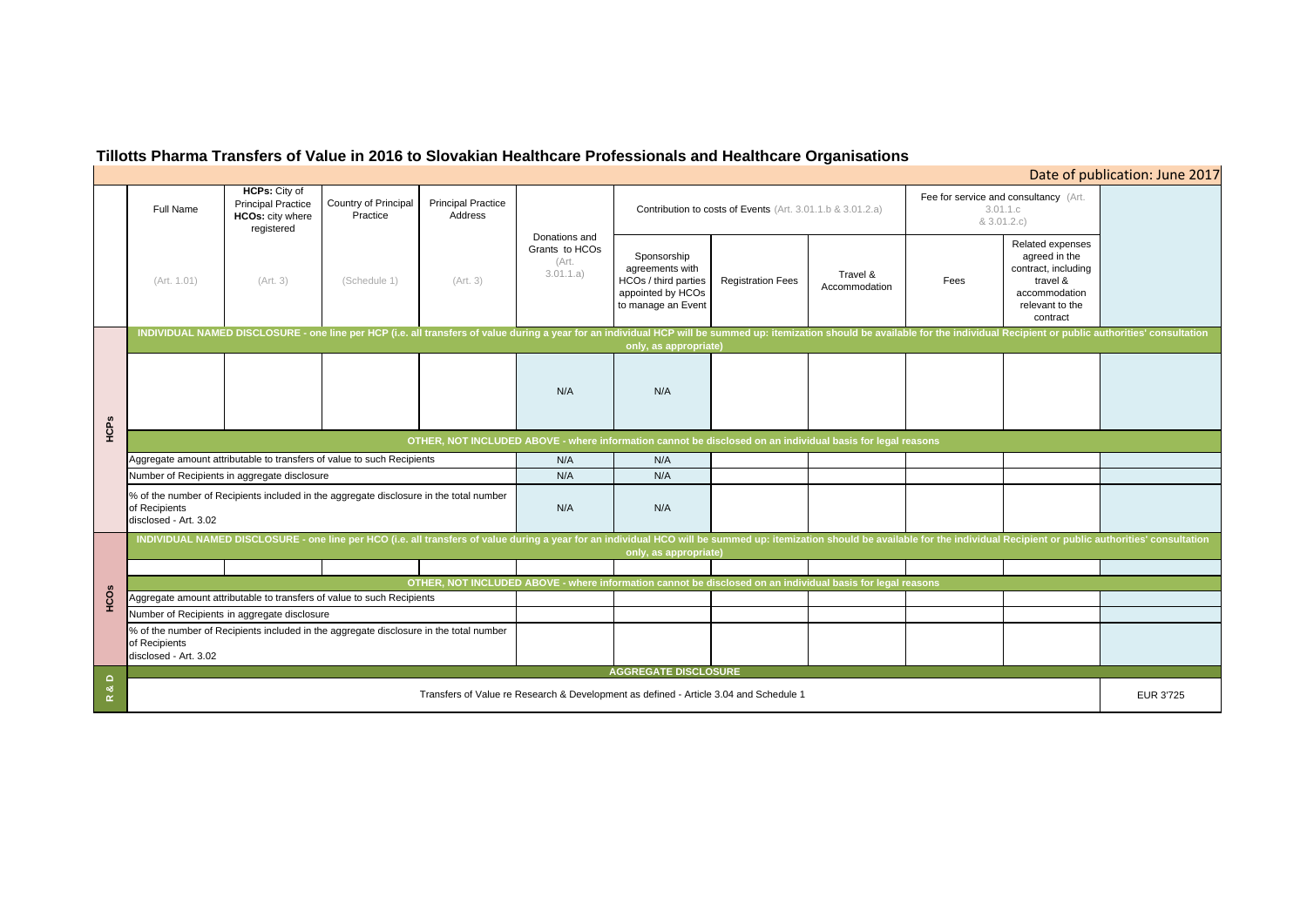# Tillotts Pharma Transfers of Value in 2016 to Slovakian Healthcare Professionals and Healthcare Organisations

Date of publication: June 2017

| | Full Name | HCPs: City of Principal Practice HCOs: city where registered | Country of Principal Practice | Principal Practice Address | Donations and Grants to HCOs (Art. 3.01.1.a) | Contribution to costs of Events (Art. 3.01.1.b & 3.01.2.a) | | | Fee for service and consultancy (Art. 3.01.1.c & 3.01.2.c) | | |
|---|---|---|---|---|---|---|---|---|---|---|---|
| | (Art. 1.01) | (Art. 3) | (Schedule 1) | (Art. 3) | | Sponsorship agreements with HCOs / third parties appointed by HCOs to manage an Event | Registration Fees | Travel & Accommodation | Fees | Related expenses agreed in the contract, including travel & accommodation relevant to the contract | |
| **HCPs** | **INDIVIDUAL NAMED DISCLOSURE - one line per HCP (i.e. all transfers of value during a year for an individual HCP will be summed up: itemization should be available for the individual Recipient or public authorities' consultation only, as appropriate)** | | | | | | | | | | |
| | | | | | N/A | N/A | | | | | |
| | **OTHER, NOT INCLUDED ABOVE - where information cannot be disclosed on an individual basis for legal reasons** | | | | | | | | | | |
| | Aggregate amount attributable to transfers of value to such Recipients | | | | N/A | N/A | | | | | |
| | Number of Recipients in aggregate disclosure | | | | N/A | N/A | | | | | |
| | % of the number of Recipients included in the aggregate disclosure in the total number of Recipients disclosed - Art. 3.02 | | | | N/A | N/A | | | | | |
| **HCOs** | **INDIVIDUAL NAMED DISCLOSURE - one line per HCO (i.e. all transfers of value during a year for an individual HCO will be summed up: itemization should be available for the individual Recipient or public authorities' consultation only, as appropriate)** | | | | | | | | | | |
| | | | | | | | | | | | |
| | **OTHER, NOT INCLUDED ABOVE - where information cannot be disclosed on an individual basis for legal reasons** | | | | | | | | | | |
| | Aggregate amount attributable to transfers of value to such Recipients | | | | | | | | | | |
| | Number of Recipients in aggregate disclosure | | | | | | | | | | |
| | % of the number of Recipients included in the aggregate disclosure in the total number of Recipients disclosed - Art. 3.02 | | | | | | | | | | |
| **R & D** | **AGGREGATE DISCLOSURE** | | | | | | | | | | |
| | Transfers of Value re Research & Development as defined - Article 3.04 and Schedule 1 | | | | | | | | | | EUR 3'725 |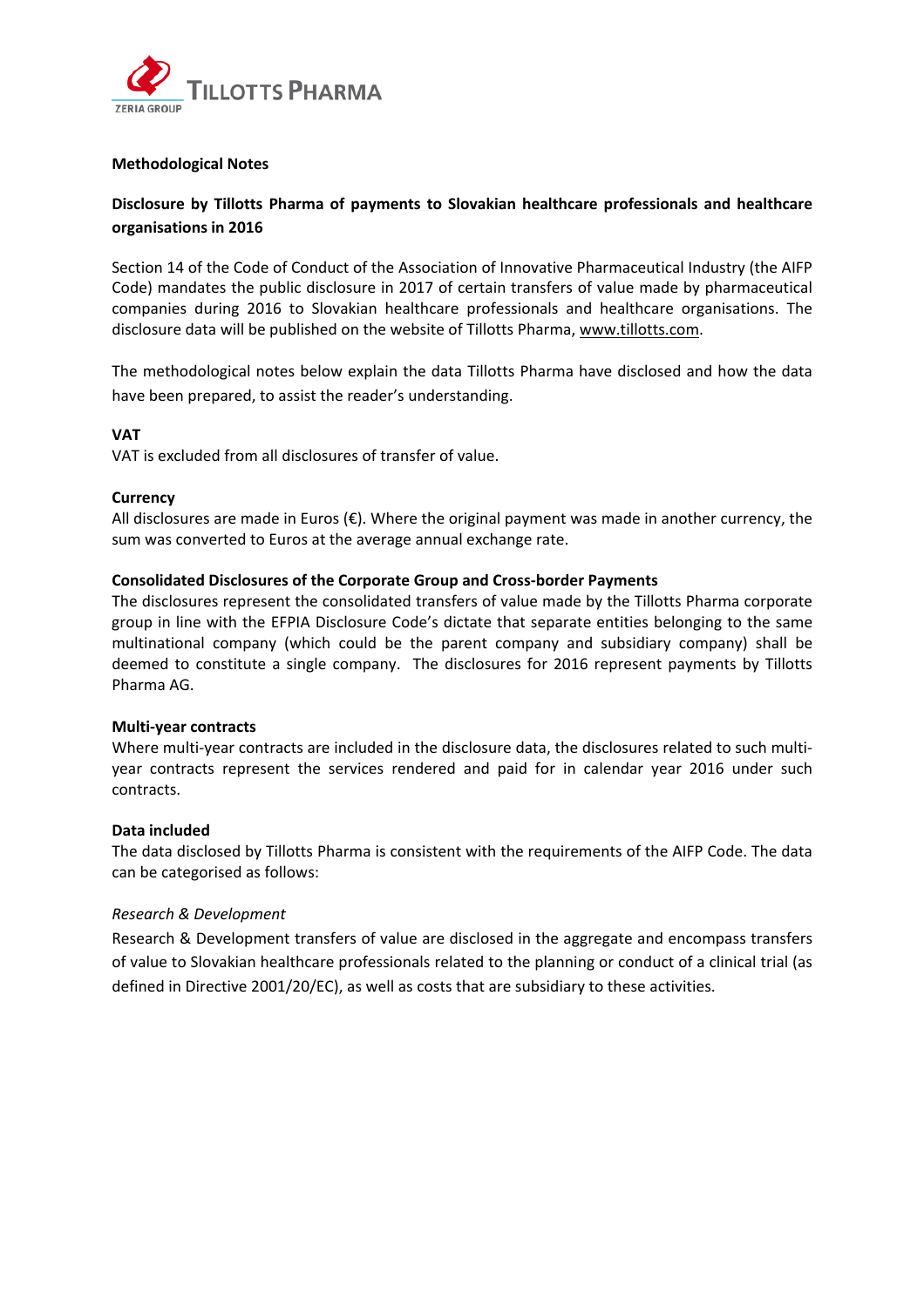**Methodological Notes**

**Disclosure by Tillotts Pharma of payments to Slovakian healthcare professionals and healthcare organisations in 2016**

Section 14 of the Code of Conduct of the Association of Innovative Pharmaceutical Industry (the AIFP Code) mandates the public disclosure in 2017 of certain transfers of value made by pharmaceutical companies during 2016 to Slovakian healthcare professionals and healthcare organisations. The disclosure data will be published on the website of Tillotts Pharma, www.tillotts.com.

The methodological notes below explain the data Tillotts Pharma have disclosed and how the data have been prepared, to assist the reader's understanding.

**VAT**

VAT is excluded from all disclosures of transfer of value.

**Currency**

All disclosures are made in Euros (€). Where the original payment was made in another currency, the sum was converted to Euros at the average annual exchange rate.

**Consolidated Disclosures of the Corporate Group and Cross-border Payments**

The disclosures represent the consolidated transfers of value made by the Tillotts Pharma corporate group in line with the EFPIA Disclosure Code's dictate that separate entities belonging to the same multinational company (which could be the parent company and subsidiary company) shall be deemed to constitute a single company. The disclosures for 2016 represent payments by Tillotts Pharma AG.

**Multi-year contracts**

Where multi-year contracts are included in the disclosure data, the disclosures related to such multi-year contracts represent the services rendered and paid for in calendar year 2016 under such contracts.

**Data included**

The data disclosed by Tillotts Pharma is consistent with the requirements of the AIFP Code. The data can be categorised as follows:

*Research & Development*

Research & Development transfers of value are disclosed in the aggregate and encompass transfers of value to Slovakian healthcare professionals related to the planning or conduct of a clinical trial (as defined in Directive 2001/20/EC), as well as costs that are subsidiary to these activities.